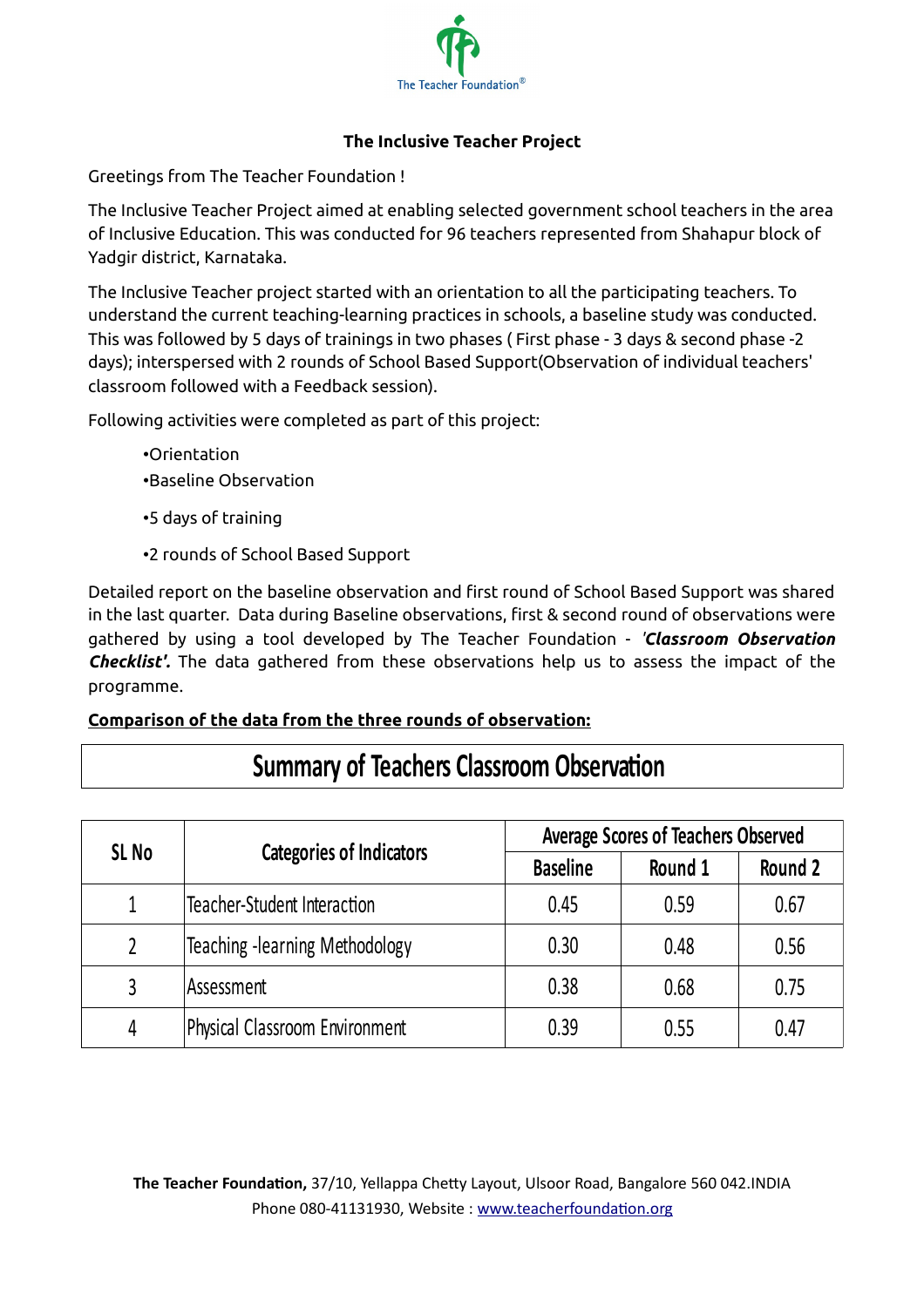The Teacher Foundation®

# The Inclusive Teacher Project

Greetings from The Teacher Foundation !

The Inclusive Teacher Project aimed at enabling selected government school teachers in the area of Inclusive Education. This was conducted for 96 teachers represented from Shahapur block of Yadgir district, Karnataka.

The Inclusive Teacher project started with an orientation to all the participating teachers. To understand the current teaching-learning practices in schools, a baseline study was conducted. This was followed by 5 days of trainings in two phases ( First phase - 3 days & second phase -2 days); interspersed with 2 rounds of School Based Support(Observation of individual teachers' classroom followed with a Feedback session).

Following activities were completed as part of this project:

- •Orientation
- •Baseline Observation
- •5 days of training
- •2 rounds of School Based Support

Detailed report on the baseline observation and first round of School Based Support was shared in the last quarter. Data during Baseline observations, first & second round of observations were gathered by using a tool developed by The Teacher Foundation - *'**Classroom Observation Checklist'.*** The data gathered from these observations help us to assess the impact of the programme.

**<u>Comparison of the data from the three rounds of observation:</u>**

## Summary of Teachers Classroom Observation

| SL No | Categories of Indicators | Average Scores of Teachers Observed | | |
|---|---|---|---|---|
| | | Baseline | Round 1 | Round 2 |
| 1 | Teacher-Student Interaction | 0.45 | 0.59 | 0.67 |
| 2 | Teaching -learning Methodology | 0.30 | 0.48 | 0.56 |
| 3 | Assessment | 0.38 | 0.68 | 0.75 |
| 4 | Physical Classroom Environment | 0.39 | 0.55 | 0.47 |

**The Teacher Foundation,** 37/10, Yellappa Chetty Layout, Ulsoor Road, Bangalore 560 042.INDIA
Phone 080-41131930, Website : www.teacherfoundation.org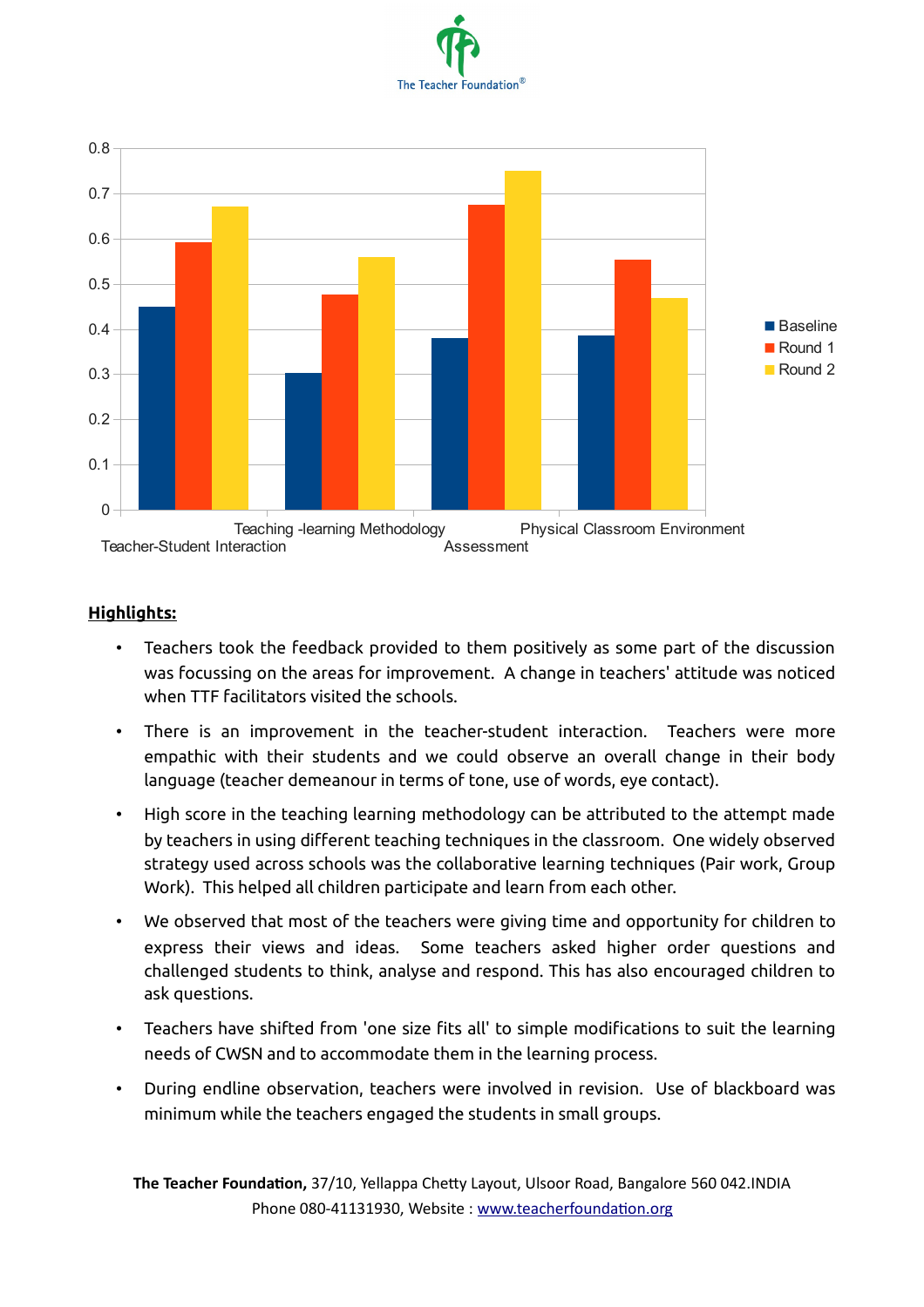## Highlights:

- Teachers took the feedback provided to them positively as some part of the discussion was focussing on the areas for improvement. A change in teachers' attitude was noticed when TTF facilitators visited the schools.
- There is an improvement in the teacher-student interaction. Teachers were more empathic with their students and we could observe an overall change in their body language (teacher demeanour in terms of tone, use of words, eye contact).
- High score in the teaching learning methodology can be attributed to the attempt made by teachers in using different teaching techniques in the classroom. One widely observed strategy used across schools was the collaborative learning techniques (Pair work, Group Work). This helped all children participate and learn from each other.
- We observed that most of the teachers were giving time and opportunity for children to express their views and ideas. Some teachers asked higher order questions and challenged students to think, analyse and respond. This has also encouraged children to ask questions.
- Teachers have shifted from 'one size fits all' to simple modifications to suit the learning needs of CWSN and to accommodate them in the learning process.
- During endline observation, teachers were involved in revision. Use of blackboard was minimum while the teachers engaged the students in small groups.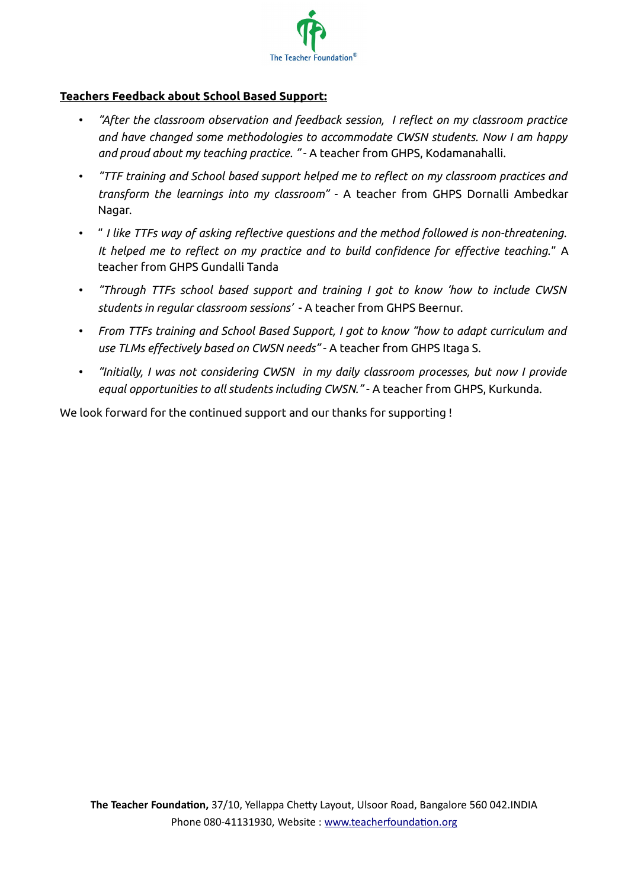**Teachers Feedback about School Based Support:**

- *"After the classroom observation and feedback session, I reflect on my classroom practice and have changed some methodologies to accommodate CWSN students. Now I am happy and proud about my teaching practice. "* - A teacher from GHPS, Kodamanahalli.
- *"TTF training and School based support helped me to reflect on my classroom practices and transform the learnings into my classroom"* - A teacher from GHPS Dornalli Ambedkar Nagar.
- " *I like TTFs way of asking reflective questions and the method followed is non-threatening. It helped me to reflect on my practice and to build confidence for effective teaching.*" A teacher from GHPS Gundalli Tanda
- *"Through TTFs school based support and training I got to know 'how to include CWSN students in regular classroom sessions'* - A teacher from GHPS Beernur.
- *From TTFs training and School Based Support, I got to know "how to adapt curriculum and use TLMs effectively based on CWSN needs"* - A teacher from GHPS Itaga S.
- *"Initially, I was not considering CWSN in my daily classroom processes, but now I provide equal opportunities to all students including CWSN."* - A teacher from GHPS, Kurkunda.

We look forward for the continued support and our thanks for supporting !